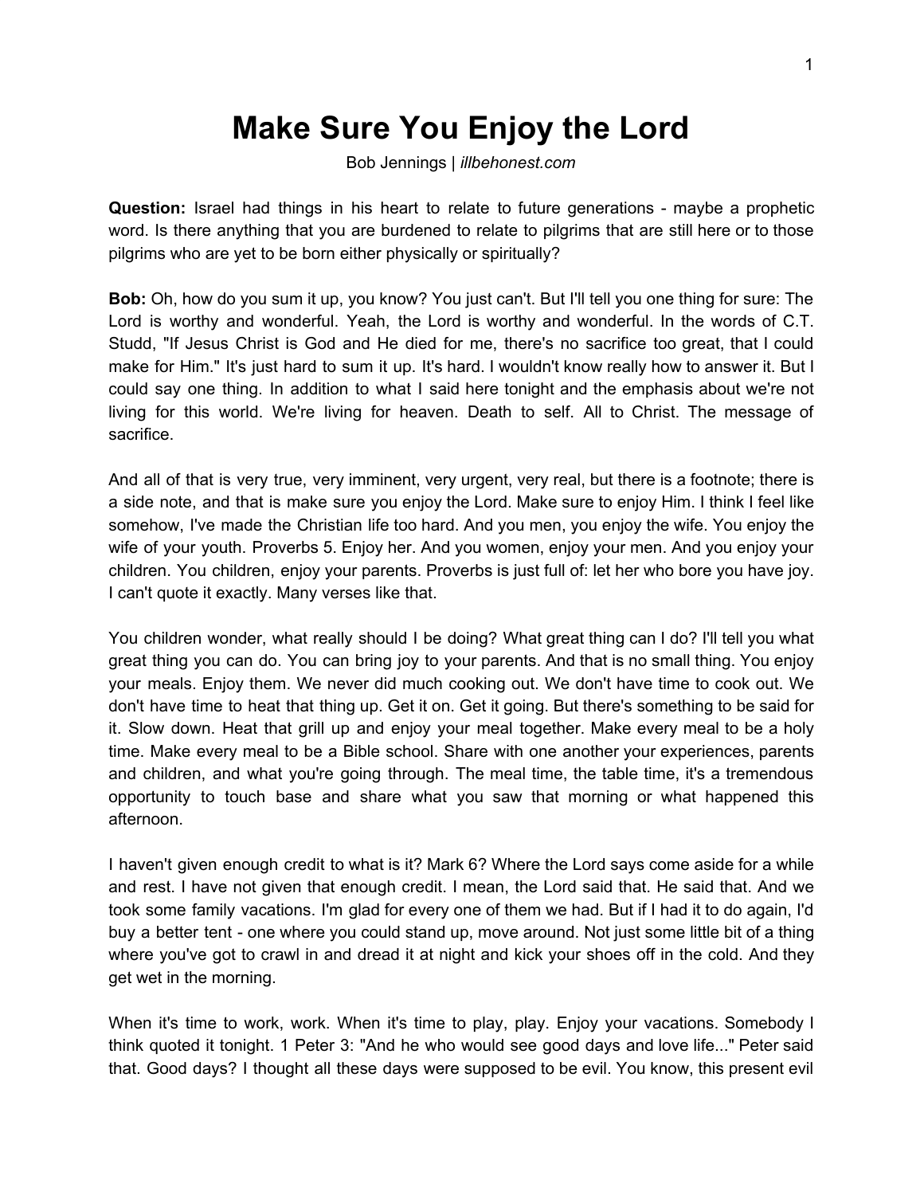# Make Sure You Enjoy the Lord

Bob Jennings | *illbehonest.com*

**Question:** Israel had things in his heart to relate to future generations - maybe a prophetic word. Is there anything that you are burdened to relate to pilgrims that are still here or to those pilgrims who are yet to be born either physically or spiritually?

**Bob:** Oh, how do you sum it up, you know? You just can't. But I'll tell you one thing for sure: The Lord is worthy and wonderful. Yeah, the Lord is worthy and wonderful. In the words of C.T. Studd, "If Jesus Christ is God and He died for me, there's no sacrifice too great, that I could make for Him." It's just hard to sum it up. It's hard. I wouldn't know really how to answer it. But I could say one thing. In addition to what I said here tonight and the emphasis about we're not living for this world. We're living for heaven. Death to self. All to Christ. The message of sacrifice.

And all of that is very true, very imminent, very urgent, very real, but there is a footnote; there is a side note, and that is make sure you enjoy the Lord. Make sure to enjoy Him. I think I feel like somehow, I've made the Christian life too hard. And you men, you enjoy the wife. You enjoy the wife of your youth. Proverbs 5. Enjoy her. And you women, enjoy your men. And you enjoy your children. You children, enjoy your parents. Proverbs is just full of: let her who bore you have joy. I can't quote it exactly. Many verses like that.

You children wonder, what really should I be doing? What great thing can I do? I'll tell you what great thing you can do. You can bring joy to your parents. And that is no small thing. You enjoy your meals. Enjoy them. We never did much cooking out. We don't have time to cook out. We don't have time to heat that thing up. Get it on. Get it going. But there's something to be said for it. Slow down. Heat that grill up and enjoy your meal together. Make every meal to be a holy time. Make every meal to be a Bible school. Share with one another your experiences, parents and children, and what you're going through. The meal time, the table time, it's a tremendous opportunity to touch base and share what you saw that morning or what happened this afternoon.

I haven't given enough credit to what is it? Mark 6? Where the Lord says come aside for a while and rest. I have not given that enough credit. I mean, the Lord said that. He said that. And we took some family vacations. I'm glad for every one of them we had. But if I had it to do again, I'd buy a better tent - one where you could stand up, move around. Not just some little bit of a thing where you've got to crawl in and dread it at night and kick your shoes off in the cold. And they get wet in the morning.

When it's time to work, work. When it's time to play, play. Enjoy your vacations. Somebody I think quoted it tonight. 1 Peter 3: "And he who would see good days and love life..." Peter said that. Good days? I thought all these days were supposed to be evil. You know, this present evil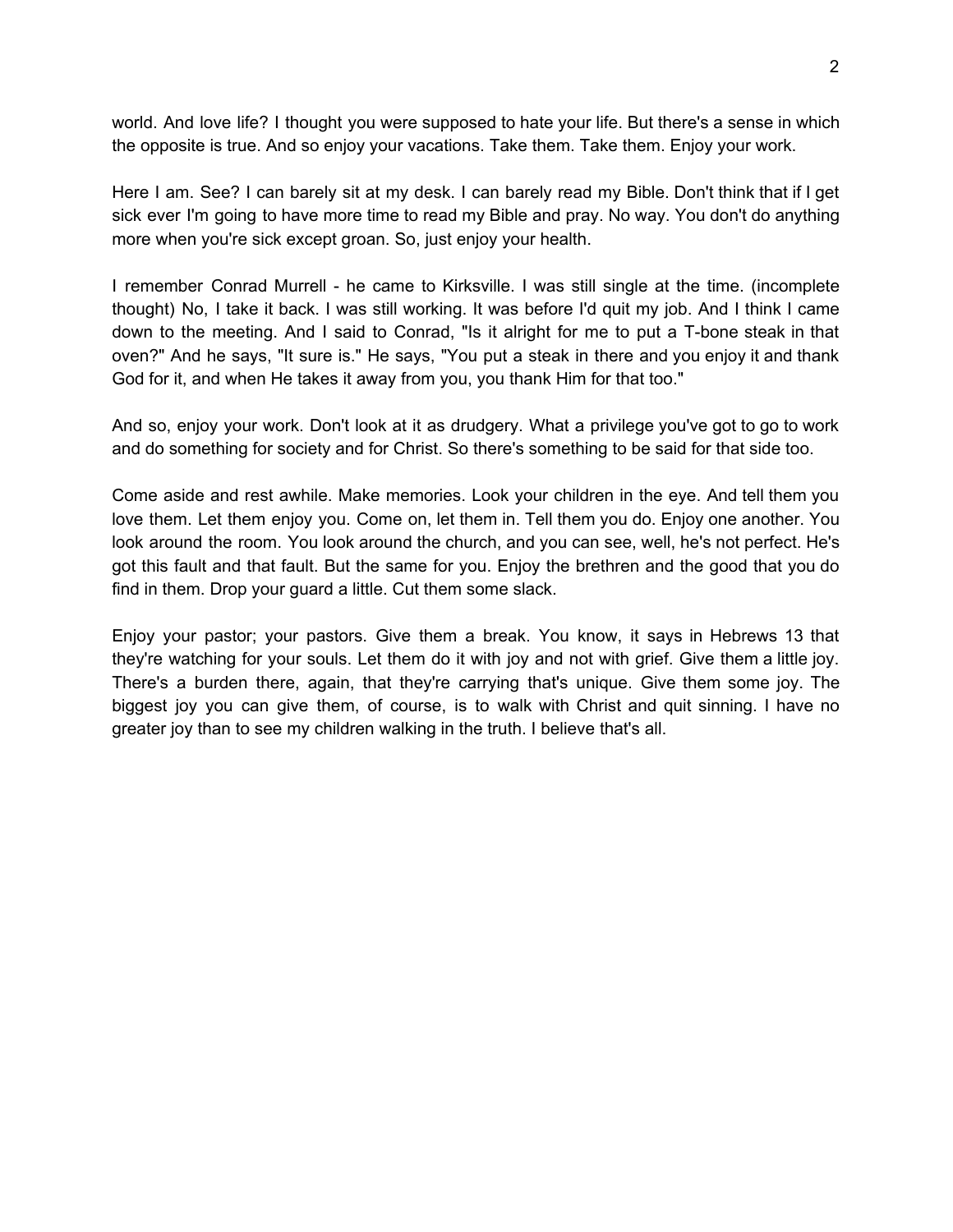world. And love life? I thought you were supposed to hate your life. But there's a sense in which the opposite is true. And so enjoy your vacations. Take them. Take them. Enjoy your work.

Here I am. See? I can barely sit at my desk. I can barely read my Bible. Don't think that if I get sick ever I'm going to have more time to read my Bible and pray. No way. You don't do anything more when you're sick except groan. So, just enjoy your health.

I remember Conrad Murrell - he came to Kirksville. I was still single at the time. (incomplete thought) No, I take it back. I was still working. It was before I'd quit my job. And I think I came down to the meeting. And I said to Conrad, "Is it alright for me to put a T-bone steak in that oven?" And he says, "It sure is." He says, "You put a steak in there and you enjoy it and thank God for it, and when He takes it away from you, you thank Him for that too."

And so, enjoy your work. Don't look at it as drudgery. What a privilege you've got to go to work and do something for society and for Christ. So there's something to be said for that side too.

Come aside and rest awhile. Make memories. Look your children in the eye. And tell them you love them. Let them enjoy you. Come on, let them in. Tell them you do. Enjoy one another. You look around the room. You look around the church, and you can see, well, he's not perfect. He's got this fault and that fault. But the same for you. Enjoy the brethren and the good that you do find in them. Drop your guard a little. Cut them some slack.

Enjoy your pastor; your pastors. Give them a break. You know, it says in Hebrews 13 that they're watching for your souls. Let them do it with joy and not with grief. Give them a little joy. There's a burden there, again, that they're carrying that's unique. Give them some joy. The biggest joy you can give them, of course, is to walk with Christ and quit sinning. I have no greater joy than to see my children walking in the truth. I believe that's all.